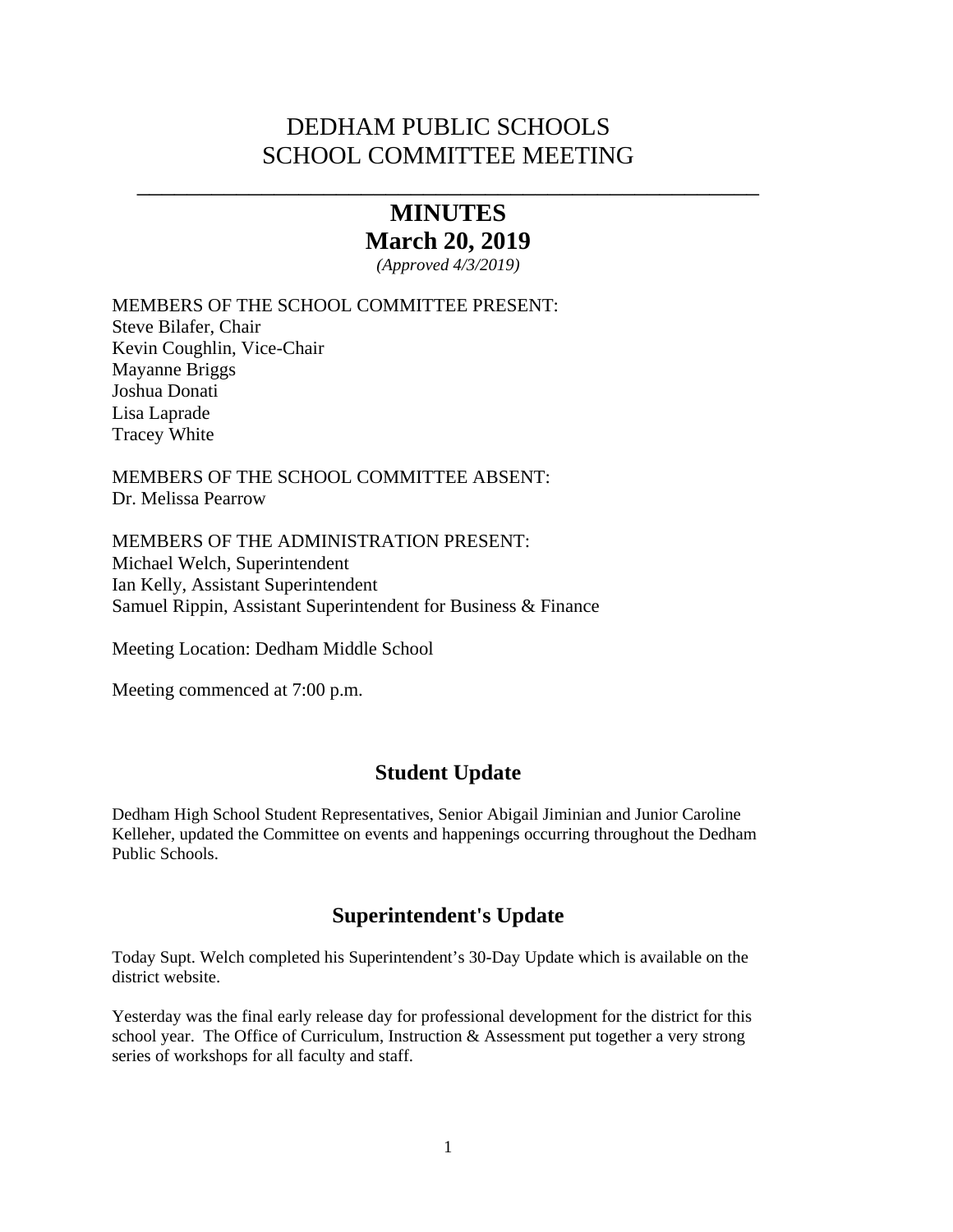# DEDHAM PUBLIC SCHOOLS
# SCHOOL COMMITTEE MEETING

---

## MINUTES
## March 20, 2019

*(Approved 4/3/2019)*

MEMBERS OF THE SCHOOL COMMITTEE PRESENT:
Steve Bilafer, Chair
Kevin Coughlin, Vice-Chair
Mayanne Briggs
Joshua Donati
Lisa Laprade
Tracey White

MEMBERS OF THE SCHOOL COMMITTEE ABSENT:
Dr. Melissa Pearrow

MEMBERS OF THE ADMINISTRATION PRESENT:
Michael Welch, Superintendent
Ian Kelly, Assistant Superintendent
Samuel Rippin, Assistant Superintendent for Business & Finance

Meeting Location: Dedham Middle School

Meeting commenced at 7:00 p.m.

## Student Update

Dedham High School Student Representatives, Senior Abigail Jiminian and Junior Caroline Kelleher, updated the Committee on events and happenings occurring throughout the Dedham Public Schools.

## Superintendent's Update

Today Supt. Welch completed his Superintendent's 30-Day Update which is available on the district website.

Yesterday was the final early release day for professional development for the district for this school year. The Office of Curriculum, Instruction & Assessment put together a very strong series of workshops for all faculty and staff.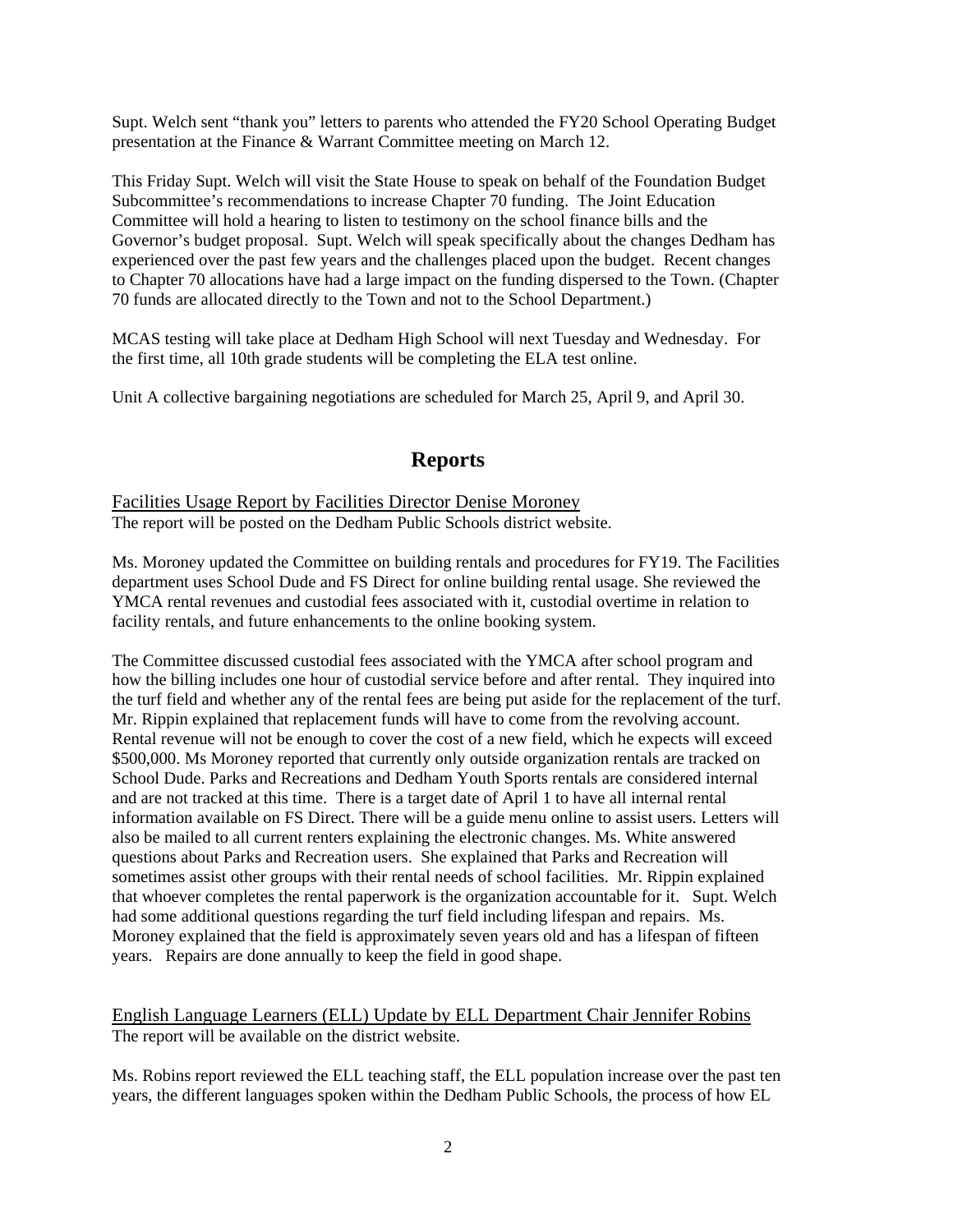Supt. Welch sent "thank you" letters to parents who attended the FY20 School Operating Budget presentation at the Finance & Warrant Committee meeting on March 12.

This Friday Supt. Welch will visit the State House to speak on behalf of the Foundation Budget Subcommittee's recommendations to increase Chapter 70 funding. The Joint Education Committee will hold a hearing to listen to testimony on the school finance bills and the Governor's budget proposal. Supt. Welch will speak specifically about the changes Dedham has experienced over the past few years and the challenges placed upon the budget. Recent changes to Chapter 70 allocations have had a large impact on the funding dispersed to the Town. (Chapter 70 funds are allocated directly to the Town and not to the School Department.)

MCAS testing will take place at Dedham High School will next Tuesday and Wednesday. For the first time, all 10th grade students will be completing the ELA test online.

Unit A collective bargaining negotiations are scheduled for March 25, April 9, and April 30.

## Reports

Facilities Usage Report by Facilities Director Denise Moroney
The report will be posted on the Dedham Public Schools district website.

Ms. Moroney updated the Committee on building rentals and procedures for FY19. The Facilities department uses School Dude and FS Direct for online building rental usage. She reviewed the YMCA rental revenues and custodial fees associated with it, custodial overtime in relation to facility rentals, and future enhancements to the online booking system.

The Committee discussed custodial fees associated with the YMCA after school program and how the billing includes one hour of custodial service before and after rental. They inquired into the turf field and whether any of the rental fees are being put aside for the replacement of the turf. Mr. Rippin explained that replacement funds will have to come from the revolving account. Rental revenue will not be enough to cover the cost of a new field, which he expects will exceed $500,000. Ms Moroney reported that currently only outside organization rentals are tracked on School Dude. Parks and Recreations and Dedham Youth Sports rentals are considered internal and are not tracked at this time. There is a target date of April 1 to have all internal rental information available on FS Direct. There will be a guide menu online to assist users. Letters will also be mailed to all current renters explaining the electronic changes. Ms. White answered questions about Parks and Recreation users. She explained that Parks and Recreation will sometimes assist other groups with their rental needs of school facilities. Mr. Rippin explained that whoever completes the rental paperwork is the organization accountable for it. Supt. Welch had some additional questions regarding the turf field including lifespan and repairs. Ms. Moroney explained that the field is approximately seven years old and has a lifespan of fifteen years. Repairs are done annually to keep the field in good shape.

English Language Learners (ELL) Update by ELL Department Chair Jennifer Robins
The report will be available on the district website.

Ms. Robins report reviewed the ELL teaching staff, the ELL population increase over the past ten years, the different languages spoken within the Dedham Public Schools, the process of how EL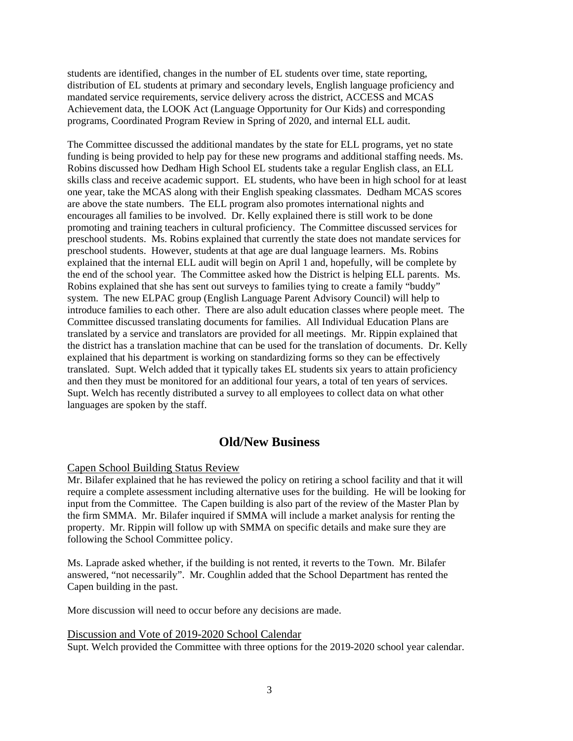students are identified, changes in the number of EL students over time, state reporting, distribution of EL students at primary and secondary levels, English language proficiency and mandated service requirements, service delivery across the district, ACCESS and MCAS Achievement data, the LOOK Act (Language Opportunity for Our Kids) and corresponding programs, Coordinated Program Review in Spring of 2020, and internal ELL audit.

The Committee discussed the additional mandates by the state for ELL programs, yet no state funding is being provided to help pay for these new programs and additional staffing needs. Ms. Robins discussed how Dedham High School EL students take a regular English class, an ELL skills class and receive academic support. EL students, who have been in high school for at least one year, take the MCAS along with their English speaking classmates. Dedham MCAS scores are above the state numbers. The ELL program also promotes international nights and encourages all families to be involved. Dr. Kelly explained there is still work to be done promoting and training teachers in cultural proficiency. The Committee discussed services for preschool students. Ms. Robins explained that currently the state does not mandate services for preschool students. However, students at that age are dual language learners. Ms. Robins explained that the internal ELL audit will begin on April 1 and, hopefully, will be complete by the end of the school year. The Committee asked how the District is helping ELL parents. Ms. Robins explained that she has sent out surveys to families tying to create a family "buddy" system. The new ELPAC group (English Language Parent Advisory Council) will help to introduce families to each other. There are also adult education classes where people meet. The Committee discussed translating documents for families. All Individual Education Plans are translated by a service and translators are provided for all meetings. Mr. Rippin explained that the district has a translation machine that can be used for the translation of documents. Dr. Kelly explained that his department is working on standardizing forms so they can be effectively translated. Supt. Welch added that it typically takes EL students six years to attain proficiency and then they must be monitored for an additional four years, a total of ten years of services. Supt. Welch has recently distributed a survey to all employees to collect data on what other languages are spoken by the staff.

## Old/New Business

Capen School Building Status Review

Mr. Bilafer explained that he has reviewed the policy on retiring a school facility and that it will require a complete assessment including alternative uses for the building. He will be looking for input from the Committee. The Capen building is also part of the review of the Master Plan by the firm SMMA. Mr. Bilafer inquired if SMMA will include a market analysis for renting the property. Mr. Rippin will follow up with SMMA on specific details and make sure they are following the School Committee policy.

Ms. Laprade asked whether, if the building is not rented, it reverts to the Town. Mr. Bilafer answered, "not necessarily". Mr. Coughlin added that the School Department has rented the Capen building in the past.

More discussion will need to occur before any decisions are made.

Discussion and Vote of 2019-2020 School Calendar

Supt. Welch provided the Committee with three options for the 2019-2020 school year calendar.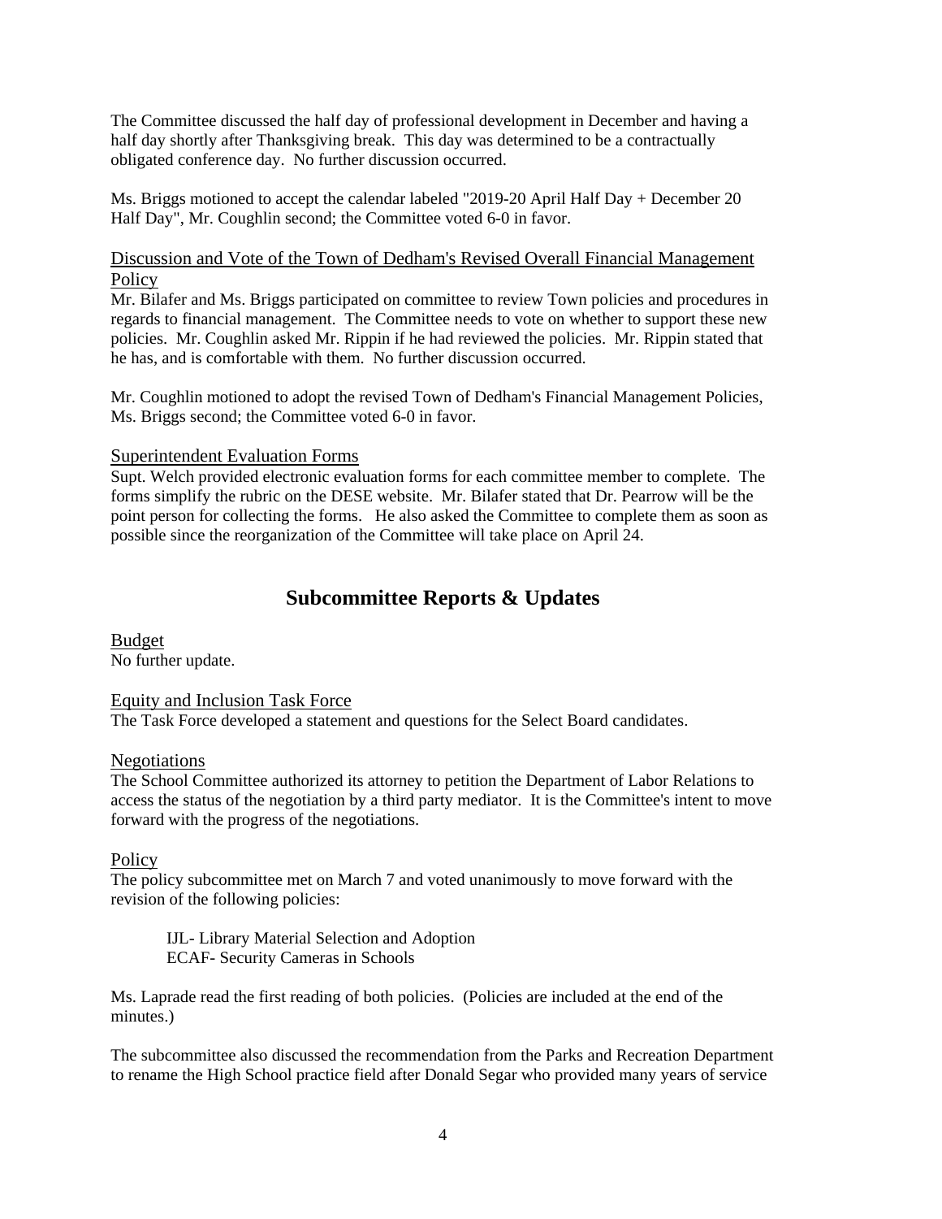The Committee discussed the half day of professional development in December and having a half day shortly after Thanksgiving break. This day was determined to be a contractually obligated conference day. No further discussion occurred.

Ms. Briggs motioned to accept the calendar labeled "2019-20 April Half Day + December 20 Half Day", Mr. Coughlin second; the Committee voted 6-0 in favor.

Discussion and Vote of the Town of Dedham's Revised Overall Financial Management Policy

Mr. Bilafer and Ms. Briggs participated on committee to review Town policies and procedures in regards to financial management. The Committee needs to vote on whether to support these new policies. Mr. Coughlin asked Mr. Rippin if he had reviewed the policies. Mr. Rippin stated that he has, and is comfortable with them. No further discussion occurred.

Mr. Coughlin motioned to adopt the revised Town of Dedham's Financial Management Policies, Ms. Briggs second; the Committee voted 6-0 in favor.

Superintendent Evaluation Forms

Supt. Welch provided electronic evaluation forms for each committee member to complete. The forms simplify the rubric on the DESE website. Mr. Bilafer stated that Dr. Pearrow will be the point person for collecting the forms. He also asked the Committee to complete them as soon as possible since the reorganization of the Committee will take place on April 24.

## Subcommittee Reports & Updates

Budget

No further update.

Equity and Inclusion Task Force

The Task Force developed a statement and questions for the Select Board candidates.

Negotiations

The School Committee authorized its attorney to petition the Department of Labor Relations to access the status of the negotiation by a third party mediator. It is the Committee's intent to move forward with the progress of the negotiations.

Policy

The policy subcommittee met on March 7 and voted unanimously to move forward with the revision of the following policies:

IJL- Library Material Selection and Adoption
ECAF- Security Cameras in Schools

Ms. Laprade read the first reading of both policies. (Policies are included at the end of the minutes.)

The subcommittee also discussed the recommendation from the Parks and Recreation Department to rename the High School practice field after Donald Segar who provided many years of service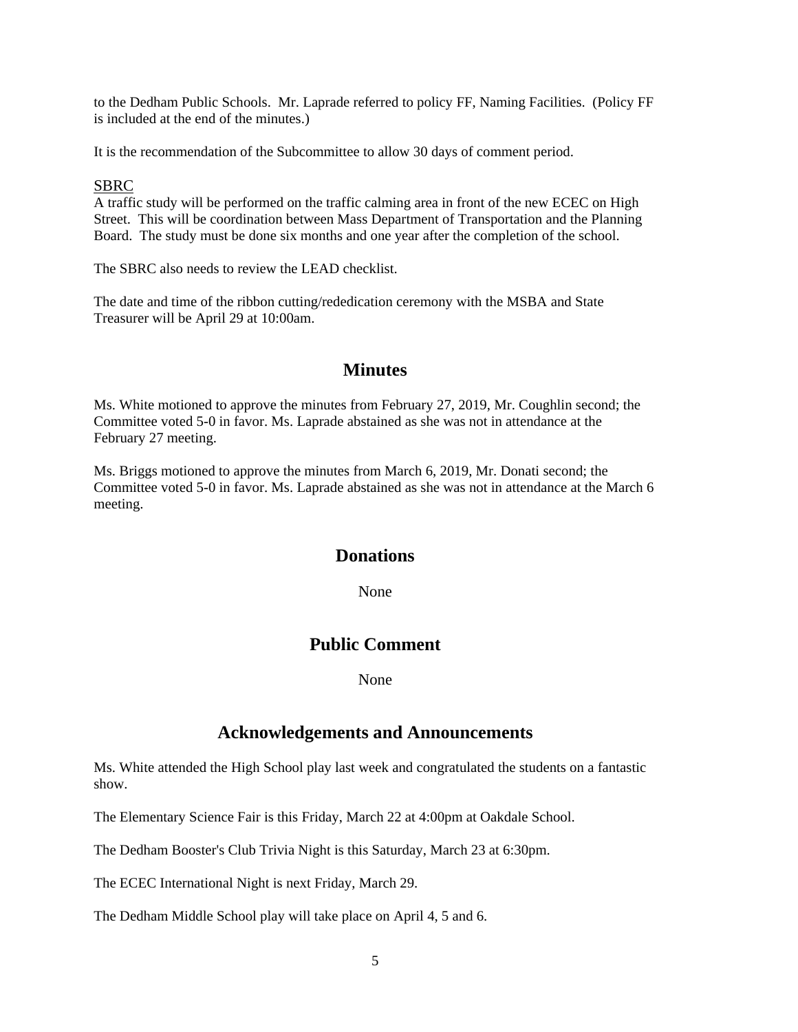to the Dedham Public Schools. Mr. Laprade referred to policy FF, Naming Facilities. (Policy FF is included at the end of the minutes.)

It is the recommendation of the Subcommittee to allow 30 days of comment period.

SBRC

A traffic study will be performed on the traffic calming area in front of the new ECEC on High Street. This will be coordination between Mass Department of Transportation and the Planning Board. The study must be done six months and one year after the completion of the school.

The SBRC also needs to review the LEAD checklist.

The date and time of the ribbon cutting/rededication ceremony with the MSBA and State Treasurer will be April 29 at 10:00am.

## Minutes

Ms. White motioned to approve the minutes from February 27, 2019, Mr. Coughlin second; the Committee voted 5-0 in favor. Ms. Laprade abstained as she was not in attendance at the February 27 meeting.

Ms. Briggs motioned to approve the minutes from March 6, 2019, Mr. Donati second; the Committee voted 5-0 in favor. Ms. Laprade abstained as she was not in attendance at the March 6 meeting.

## Donations

None

## Public Comment

None

## Acknowledgements and Announcements

Ms. White attended the High School play last week and congratulated the students on a fantastic show.

The Elementary Science Fair is this Friday, March 22 at 4:00pm at Oakdale School.

The Dedham Booster's Club Trivia Night is this Saturday, March 23 at 6:30pm.

The ECEC International Night is next Friday, March 29.

The Dedham Middle School play will take place on April 4, 5 and 6.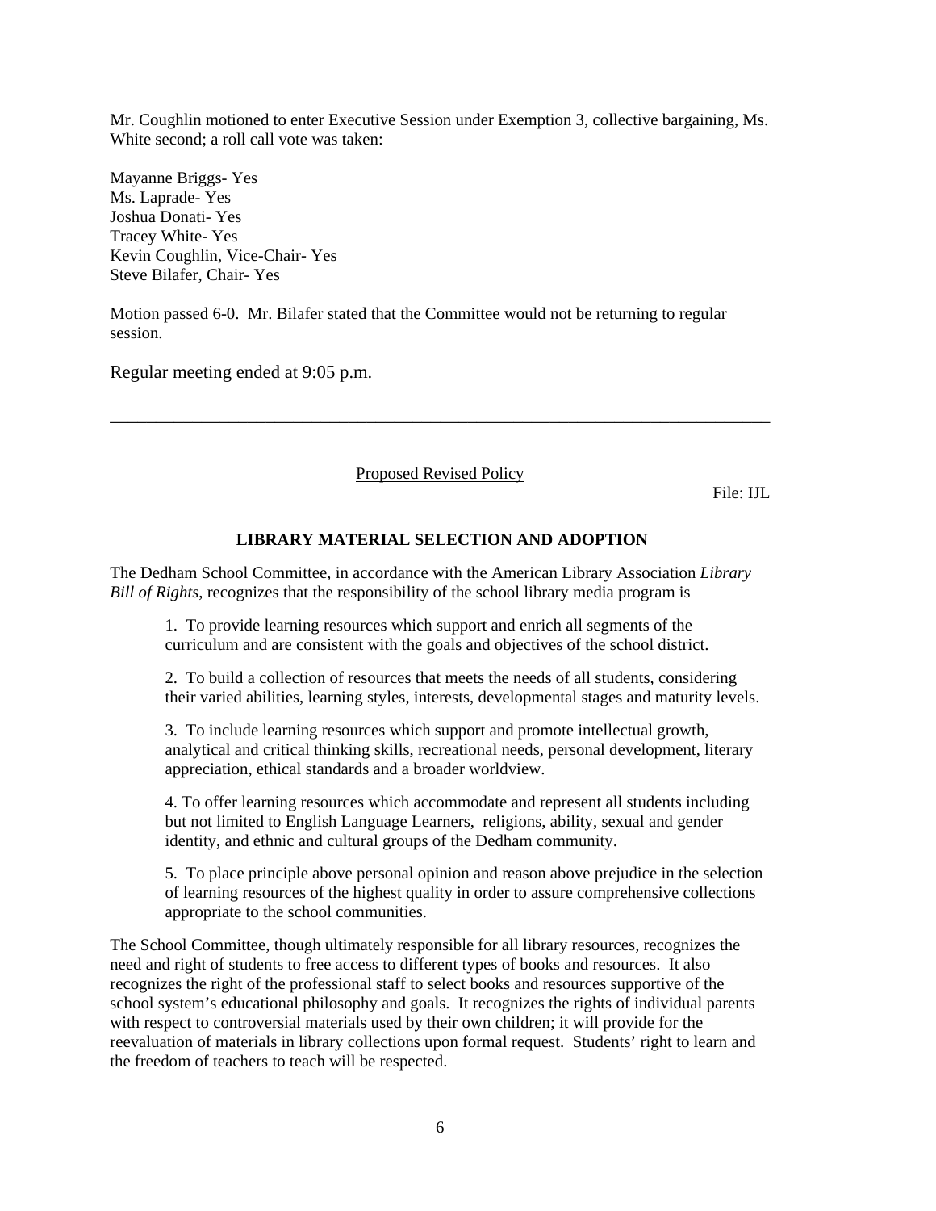Mr. Coughlin motioned to enter Executive Session under Exemption 3, collective bargaining, Ms. White second; a roll call vote was taken:

Mayanne Briggs- Yes  
Ms. Laprade- Yes  
Joshua Donati- Yes  
Tracey White- Yes  
Kevin Coughlin, Vice-Chair- Yes  
Steve Bilafer, Chair- Yes

Motion passed 6-0. Mr. Bilafer stated that the Committee would not be returning to regular session.

Regular meeting ended at 9:05 p.m.

---

Proposed Revised Policy

File: IJL

**LIBRARY MATERIAL SELECTION AND ADOPTION**

The Dedham School Committee, in accordance with the American Library Association *Library Bill of Rights*, recognizes that the responsibility of the school library media program is

1. To provide learning resources which support and enrich all segments of the curriculum and are consistent with the goals and objectives of the school district.

2. To build a collection of resources that meets the needs of all students, considering their varied abilities, learning styles, interests, developmental stages and maturity levels.

3. To include learning resources which support and promote intellectual growth, analytical and critical thinking skills, recreational needs, personal development, literary appreciation, ethical standards and a broader worldview.

4. To offer learning resources which accommodate and represent all students including but not limited to English Language Learners, religions, ability, sexual and gender identity, and ethnic and cultural groups of the Dedham community.

5. To place principle above personal opinion and reason above prejudice in the selection of learning resources of the highest quality in order to assure comprehensive collections appropriate to the school communities.

The School Committee, though ultimately responsible for all library resources, recognizes the need and right of students to free access to different types of books and resources. It also recognizes the right of the professional staff to select books and resources supportive of the school system's educational philosophy and goals. It recognizes the rights of individual parents with respect to controversial materials used by their own children; it will provide for the reevaluation of materials in library collections upon formal request. Students' right to learn and the freedom of teachers to teach will be respected.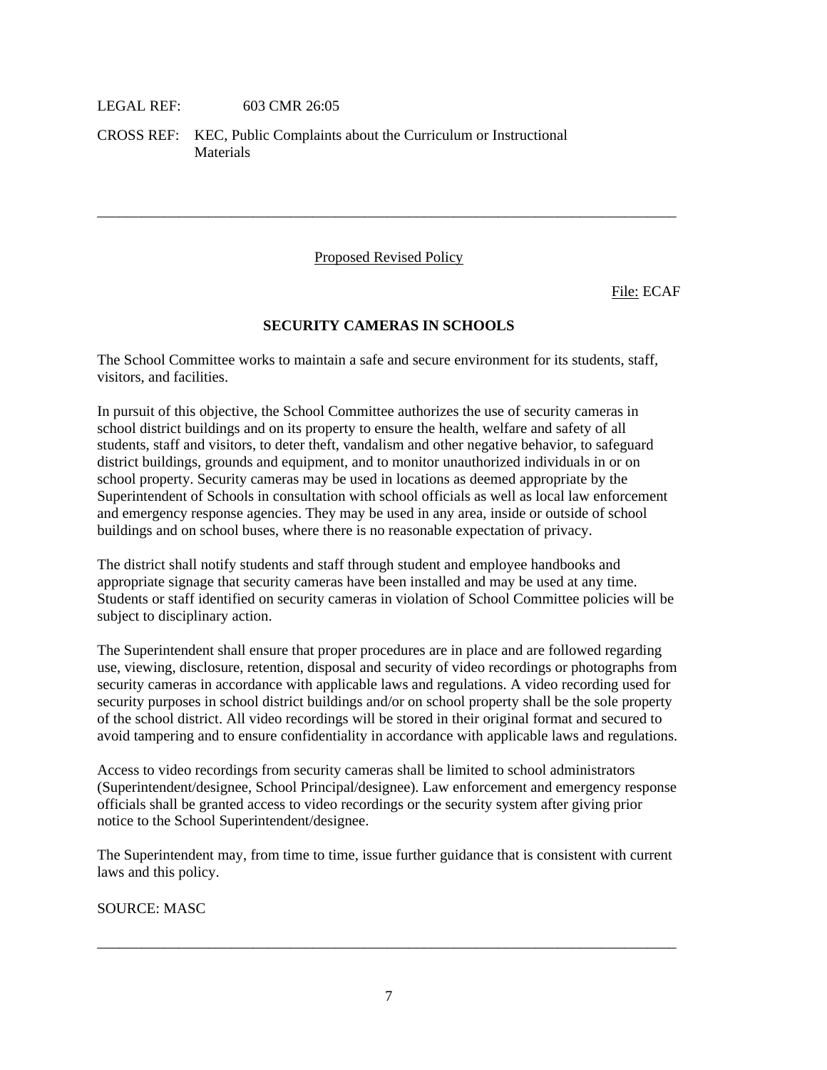LEGAL REF: 603 CMR 26:05

CROSS REF: KEC, Public Complaints about the Curriculum or Instructional Materials

---

Proposed Revised Policy

File: ECAF

## SECURITY CAMERAS IN SCHOOLS

The School Committee works to maintain a safe and secure environment for its students, staff, visitors, and facilities.

In pursuit of this objective, the School Committee authorizes the use of security cameras in school district buildings and on its property to ensure the health, welfare and safety of all students, staff and visitors, to deter theft, vandalism and other negative behavior, to safeguard district buildings, grounds and equipment, and to monitor unauthorized individuals in or on school property. Security cameras may be used in locations as deemed appropriate by the Superintendent of Schools in consultation with school officials as well as local law enforcement and emergency response agencies. They may be used in any area, inside or outside of school buildings and on school buses, where there is no reasonable expectation of privacy.

The district shall notify students and staff through student and employee handbooks and appropriate signage that security cameras have been installed and may be used at any time. Students or staff identified on security cameras in violation of School Committee policies will be subject to disciplinary action.

The Superintendent shall ensure that proper procedures are in place and are followed regarding use, viewing, disclosure, retention, disposal and security of video recordings or photographs from security cameras in accordance with applicable laws and regulations. A video recording used for security purposes in school district buildings and/or on school property shall be the sole property of the school district. All video recordings will be stored in their original format and secured to avoid tampering and to ensure confidentiality in accordance with applicable laws and regulations.

Access to video recordings from security cameras shall be limited to school administrators (Superintendent/designee, School Principal/designee). Law enforcement and emergency response officials shall be granted access to video recordings or the security system after giving prior notice to the School Superintendent/designee.

The Superintendent may, from time to time, issue further guidance that is consistent with current laws and this policy.

SOURCE: MASC

---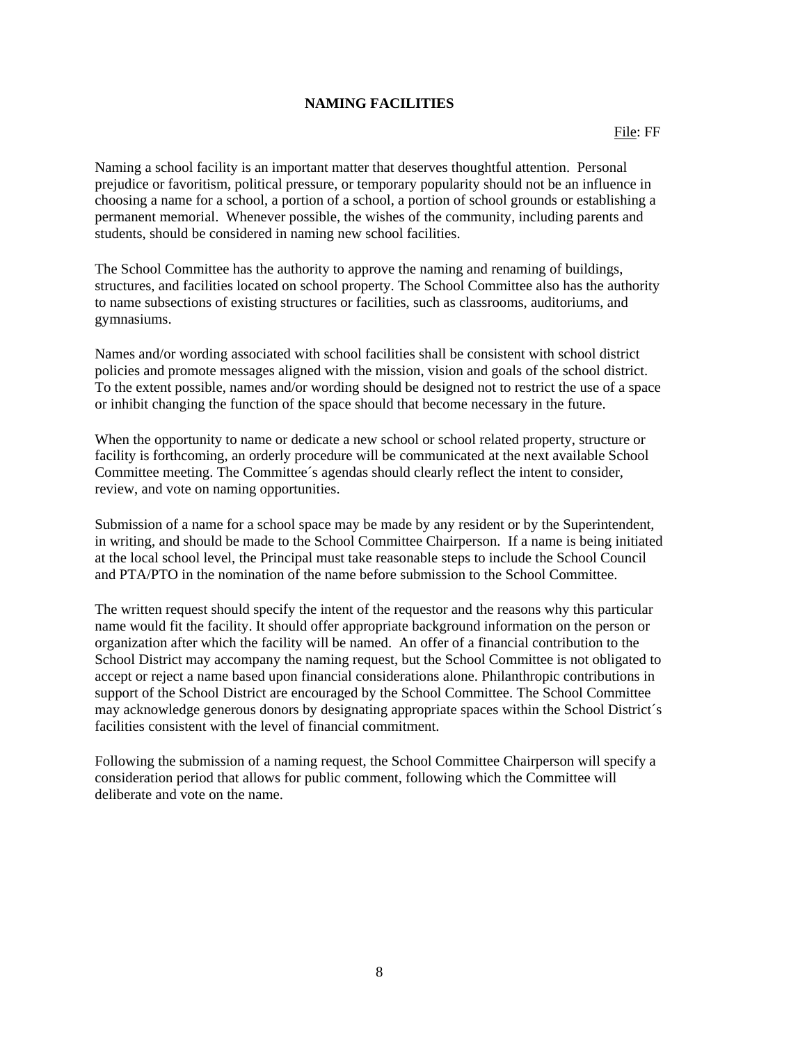## NAMING FACILITIES

File: FF

Naming a school facility is an important matter that deserves thoughtful attention. Personal prejudice or favoritism, political pressure, or temporary popularity should not be an influence in choosing a name for a school, a portion of a school, a portion of school grounds or establishing a permanent memorial. Whenever possible, the wishes of the community, including parents and students, should be considered in naming new school facilities.

The School Committee has the authority to approve the naming and renaming of buildings, structures, and facilities located on school property. The School Committee also has the authority to name subsections of existing structures or facilities, such as classrooms, auditoriums, and gymnasiums.

Names and/or wording associated with school facilities shall be consistent with school district policies and promote messages aligned with the mission, vision and goals of the school district. To the extent possible, names and/or wording should be designed not to restrict the use of a space or inhibit changing the function of the space should that become necessary in the future.

When the opportunity to name or dedicate a new school or school related property, structure or facility is forthcoming, an orderly procedure will be communicated at the next available School Committee meeting. The Committee´s agendas should clearly reflect the intent to consider, review, and vote on naming opportunities.

Submission of a name for a school space may be made by any resident or by the Superintendent, in writing, and should be made to the School Committee Chairperson. If a name is being initiated at the local school level, the Principal must take reasonable steps to include the School Council and PTA/PTO in the nomination of the name before submission to the School Committee.

The written request should specify the intent of the requestor and the reasons why this particular name would fit the facility. It should offer appropriate background information on the person or organization after which the facility will be named. An offer of a financial contribution to the School District may accompany the naming request, but the School Committee is not obligated to accept or reject a name based upon financial considerations alone. Philanthropic contributions in support of the School District are encouraged by the School Committee. The School Committee may acknowledge generous donors by designating appropriate spaces within the School District´s facilities consistent with the level of financial commitment.

Following the submission of a naming request, the School Committee Chairperson will specify a consideration period that allows for public comment, following which the Committee will deliberate and vote on the name.